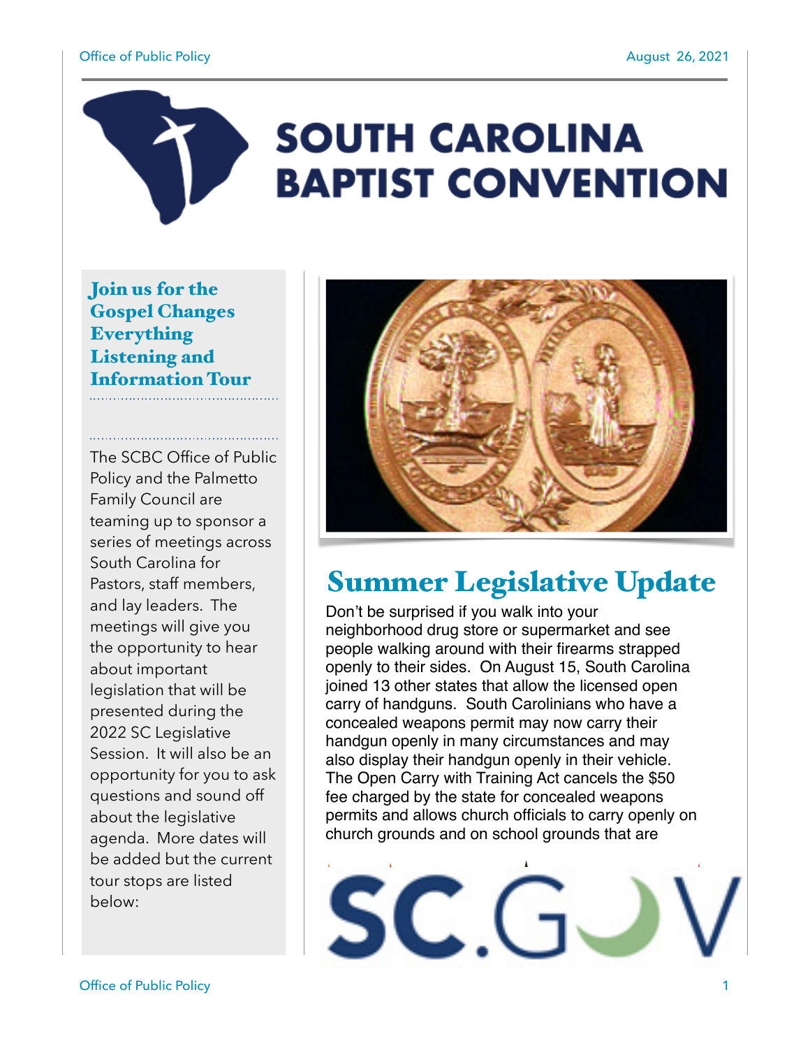# SOUTH CAROLINA BAPTIST CONVENTION

## Join us for the Gospel Changes Everything Listening and Information Tour

The SCBC Office of Public Policy and the Palmetto Family Council are teaming up to sponsor a series of meetings across South Carolina for Pastors, staff members, and lay leaders. The meetings will give you the opportunity to hear about important legislation that will be presented during the 2022 SC Legislative Session. It will also be an opportunity for you to ask questions and sound off about the legislative agenda. More dates will be added but the current tour stops are listed below:

## Summer Legislative Update

Don't be surprised if you walk into your neighborhood drug store or supermarket and see people walking around with their firearms strapped openly to their sides. On August 15, South Carolina joined 13 other states that allow the licensed open carry of handguns. South Carolinians who have a concealed weapons permit may now carry their handgun openly in many circumstances and may also display their handgun openly in their vehicle. The Open Carry with Training Act cancels the $50 fee charged by the state for concealed weapons permits and allows church officials to carry openly on church grounds and on school grounds that are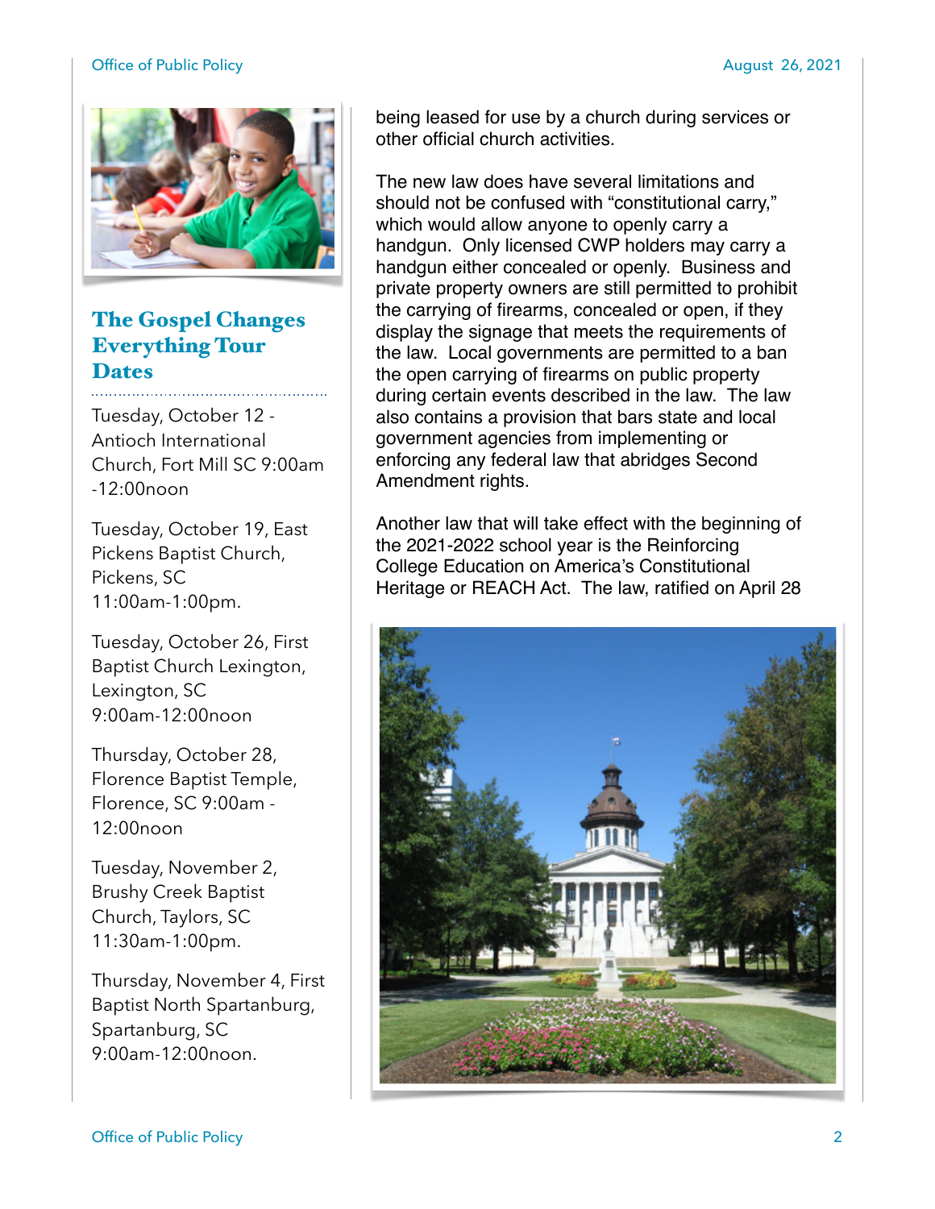## The Gospel Changes Everything Tour Dates

Tuesday, October 12 - Antioch International Church, Fort Mill SC 9:00am -12:00noon

Tuesday, October 19, East Pickens Baptist Church, Pickens, SC 11:00am-1:00pm.

Tuesday, October 26, First Baptist Church Lexington, Lexington, SC 9:00am-12:00noon

Thursday, October 28, Florence Baptist Temple, Florence, SC 9:00am - 12:00noon

Tuesday, November 2, Brushy Creek Baptist Church, Taylors, SC 11:30am-1:00pm.

Thursday, November 4, First Baptist North Spartanburg, Spartanburg, SC 9:00am-12:00noon.

being leased for use by a church during services or other official church activities.

The new law does have several limitations and should not be confused with "constitutional carry," which would allow anyone to openly carry a handgun. Only licensed CWP holders may carry a handgun either concealed or openly. Business and private property owners are still permitted to prohibit the carrying of firearms, concealed or open, if they display the signage that meets the requirements of the law. Local governments are permitted to a ban the open carrying of firearms on public property during certain events described in the law. The law also contains a provision that bars state and local government agencies from implementing or enforcing any federal law that abridges Second Amendment rights.

Another law that will take effect with the beginning of the 2021-2022 school year is the Reinforcing College Education on America's Constitutional Heritage or REACH Act. The law, ratified on April 28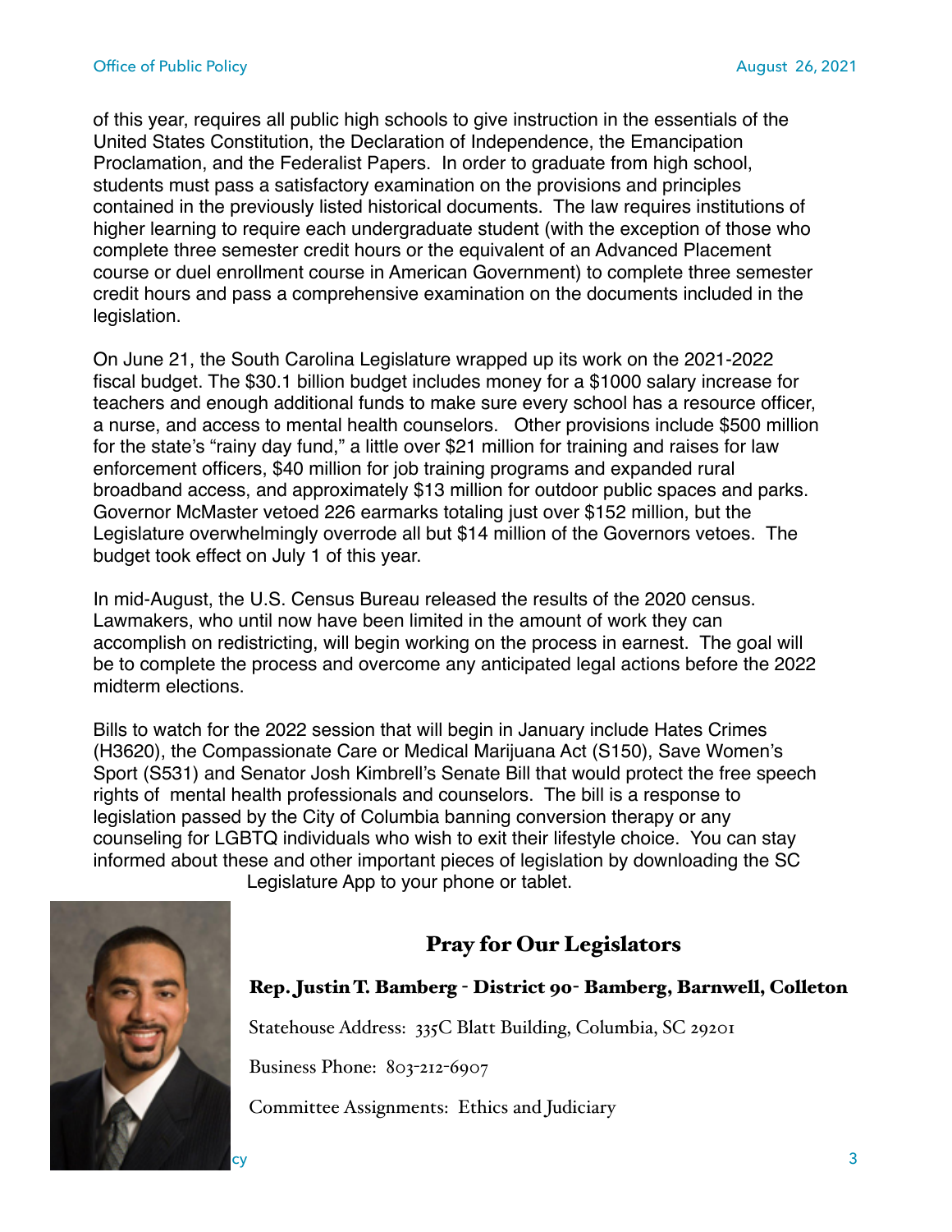of this year, requires all public high schools to give instruction in the essentials of the United States Constitution, the Declaration of Independence, the Emancipation Proclamation, and the Federalist Papers. In order to graduate from high school, students must pass a satisfactory examination on the provisions and principles contained in the previously listed historical documents. The law requires institutions of higher learning to require each undergraduate student (with the exception of those who complete three semester credit hours or the equivalent of an Advanced Placement course or duel enrollment course in American Government) to complete three semester credit hours and pass a comprehensive examination on the documents included in the legislation.

On June 21, the South Carolina Legislature wrapped up its work on the 2021-2022 fiscal budget. The $30.1 billion budget includes money for a $1000 salary increase for teachers and enough additional funds to make sure every school has a resource officer, a nurse, and access to mental health counselors. Other provisions include $500 million for the state's "rainy day fund," a little over $21 million for training and raises for law enforcement officers, $40 million for job training programs and expanded rural broadband access, and approximately $13 million for outdoor public spaces and parks. Governor McMaster vetoed 226 earmarks totaling just over $152 million, but the Legislature overwhelmingly overrode all but $14 million of the Governors vetoes. The budget took effect on July 1 of this year.

In mid-August, the U.S. Census Bureau released the results of the 2020 census. Lawmakers, who until now have been limited in the amount of work they can accomplish on redistricting, will begin working on the process in earnest. The goal will be to complete the process and overcome any anticipated legal actions before the 2022 midterm elections.

Bills to watch for the 2022 session that will begin in January include Hates Crimes (H3620), the Compassionate Care or Medical Marijuana Act (S150), Save Women's Sport (S531) and Senator Josh Kimbrell's Senate Bill that would protect the free speech rights of mental health professionals and counselors. The bill is a response to legislation passed by the City of Columbia banning conversion therapy or any counseling for LGBTQ individuals who wish to exit their lifestyle choice. You can stay informed about these and other important pieces of legislation by downloading the SC Legislature App to your phone or tablet.

## Pray for Our Legislators

**Rep. Justin T. Bamberg - District 90- Bamberg, Barnwell, Colleton**

Statehouse Address: 335C Blatt Building, Columbia, SC 29201

Business Phone: 803-212-6907

Committee Assignments: Ethics and Judiciary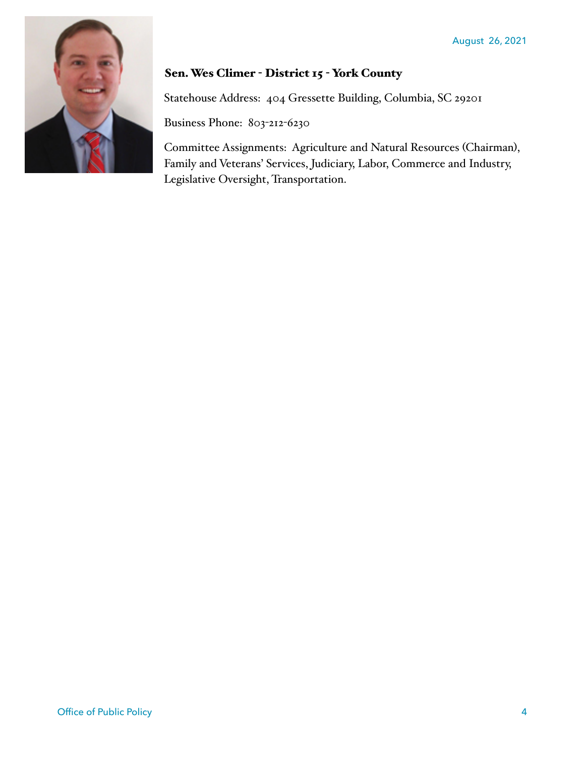August 26, 2021

## Sen. Wes Climer - District 15 - York County

Statehouse Address: 404 Gressette Building, Columbia, SC 29201

Business Phone: 803-212-6230

Committee Assignments: Agriculture and Natural Resources (Chairman), Family and Veterans' Services, Judiciary, Labor, Commerce and Industry, Legislative Oversight, Transportation.

Office of Public Policy